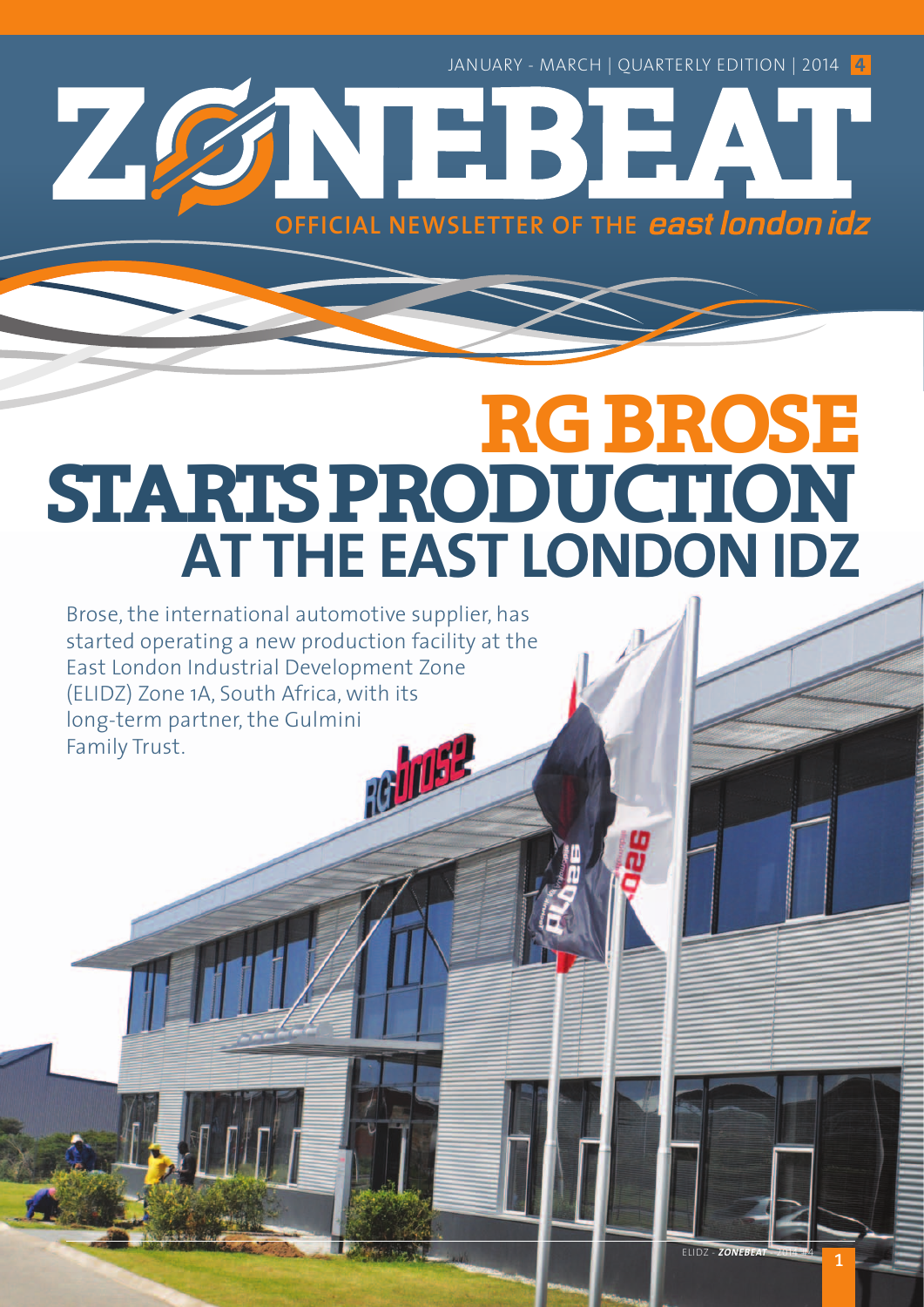JANUARY - MARCH | QUARTERLY EDITION | 2014 4

# ZONEBEAT

OFFICIAL NEWSLETTER OF THE *east london idz*

# RG BROSE STARTS PRODUCTION AT THE EAST LONDON IDZ

Brose, the international automotive supplier, has started operating a new production facility at the East London Industrial Development Zone (ELIDZ) Zone 1A, South Africa, with its long-term partner, the Gulmini Family Trust.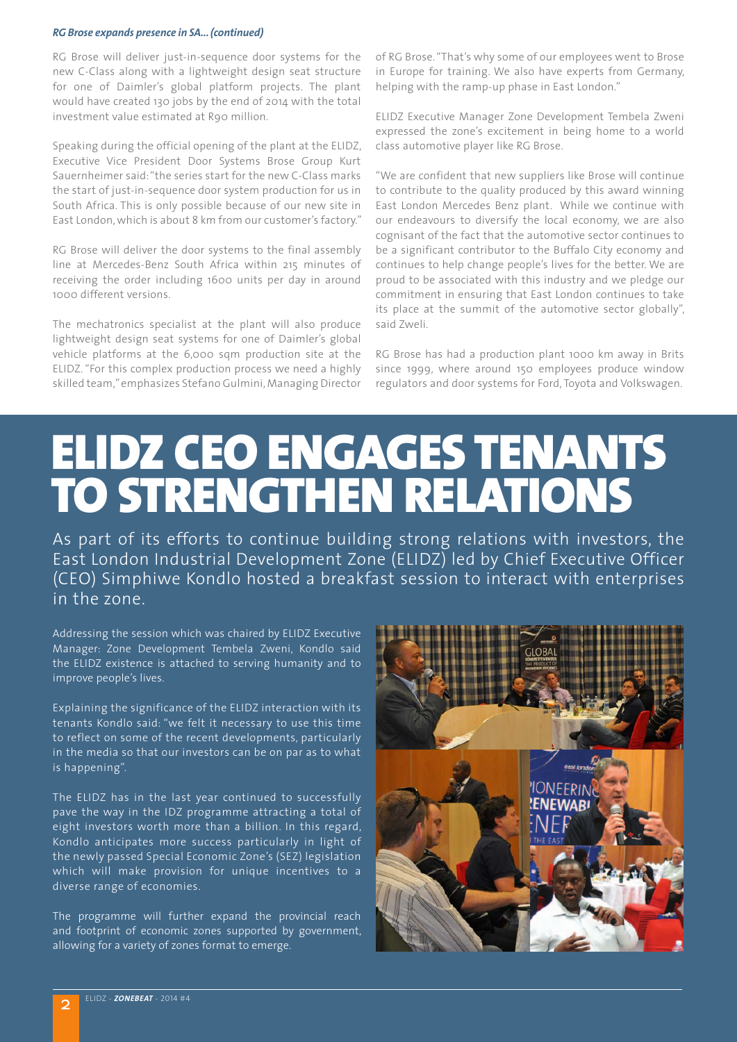*RG Brose expands presence in SA... (continued)*

RG Brose will deliver just-in-sequence door systems for the new C-Class along with a lightweight design seat structure for one of Daimler's global platform projects. The plant would have created 130 jobs by the end of 2014 with the total investment value estimated at R90 million.

Speaking during the official opening of the plant at the ELIDZ, Executive Vice President Door Systems Brose Group Kurt Sauernheimer said: "the series start for the new C-Class marks the start of just-in-sequence door system production for us in South Africa. This is only possible because of our new site in East London, which is about 8 km from our customer's factory."

RG Brose will deliver the door systems to the final assembly line at Mercedes-Benz South Africa within 215 minutes of receiving the order including 1600 units per day in around 1000 different versions.

The mechatronics specialist at the plant will also produce lightweight design seat systems for one of Daimler's global vehicle platforms at the 6,000 sqm production site at the ELIDZ. "For this complex production process we need a highly skilled team," emphasizes Stefano Gulmini, Managing Director of RG Brose. "That's why some of our employees went to Brose in Europe for training. We also have experts from Germany, helping with the ramp-up phase in East London."

ELIDZ Executive Manager Zone Development Tembela Zweni expressed the zone's excitement in being home to a world class automotive player like RG Brose.

"We are confident that new suppliers like Brose will continue to contribute to the quality produced by this award winning East London Mercedes Benz plant. While we continue with our endeavours to diversify the local economy, we are also cognisant of the fact that the automotive sector continues to be a significant contributor to the Buffalo City economy and continues to help change people's lives for the better. We are proud to be associated with this industry and we pledge our commitment in ensuring that East London continues to take its place at the summit of the automotive sector globally", said Zweli.

RG Brose has had a production plant 1000 km away in Brits since 1999, where around 150 employees produce window regulators and door systems for Ford, Toyota and Volkswagen.

# ELIDZ CEO ENGAGES TENANTS TO STRENGTHEN RELATIONS

As part of its efforts to continue building strong relations with investors, the East London Industrial Development Zone (ELIDZ) led by Chief Executive Officer (CEO) Simphiwe Kondlo hosted a breakfast session to interact with enterprises in the zone.

Addressing the session which was chaired by ELIDZ Executive Manager: Zone Development Tembela Zweni, Kondlo said the ELIDZ existence is attached to serving humanity and to improve people's lives.

Explaining the significance of the ELIDZ interaction with its tenants Kondlo said: "we felt it necessary to use this time to reflect on some of the recent developments, particularly in the media so that our investors can be on par as to what is happening".

The ELIDZ has in the last year continued to successfully pave the way in the IDZ programme attracting a total of eight investors worth more than a billion. In this regard, Kondlo anticipates more success particularly in light of the newly passed Special Economic Zone's (SEZ) legislation which will make provision for unique incentives to a diverse range of economies.

The programme will further expand the provincial reach and footprint of economic zones supported by government, allowing for a variety of zones format to emerge.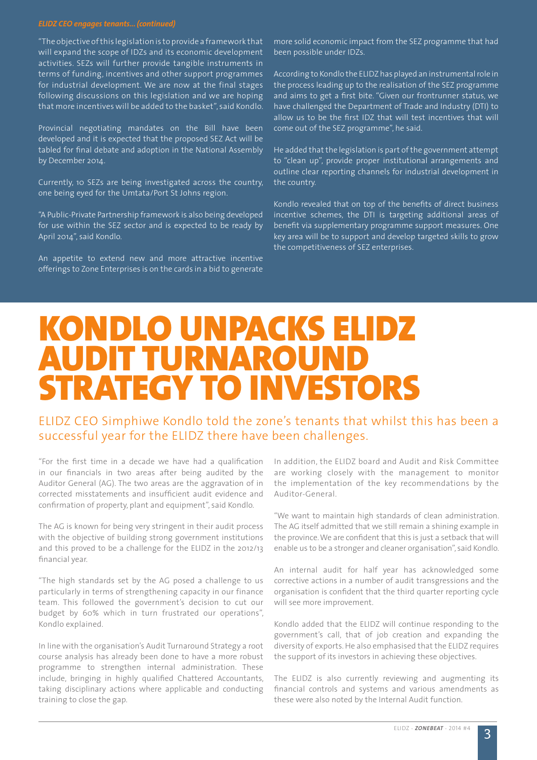*ELIDZ CEO engages tenants... (continued)*

"The objective of this legislation is to provide a framework that will expand the scope of IDZs and its economic development activities. SEZs will further provide tangible instruments in terms of funding, incentives and other support programmes for industrial development. We are now at the final stages following discussions on this legislation and we are hoping that more incentives will be added to the basket", said Kondlo.

Provincial negotiating mandates on the Bill have been developed and it is expected that the proposed SEZ Act will be tabled for final debate and adoption in the National Assembly by December 2014.

Currently, 10 SEZs are being investigated across the country, one being eyed for the Umtata/Port St Johns region.

"A Public-Private Partnership framework is also being developed for use within the SEZ sector and is expected to be ready by April 2014", said Kondlo.

An appetite to extend new and more attractive incentive offerings to Zone Enterprises is on the cards in a bid to generate more solid economic impact from the SEZ programme that had been possible under IDZs.

According to Kondlo the ELIDZ has played an instrumental role in the process leading up to the realisation of the SEZ programme and aims to get a first bite. "Given our frontrunner status, we have challenged the Department of Trade and Industry (DTI) to allow us to be the first IDZ that will test incentives that will come out of the SEZ programme", he said.

He added that the legislation is part of the government attempt to "clean up", provide proper institutional arrangements and outline clear reporting channels for industrial development in the country.

Kondlo revealed that on top of the benefits of direct business incentive schemes, the DTI is targeting additional areas of benefit via supplementary programme support measures. One key area will be to support and develop targeted skills to grow the competitiveness of SEZ enterprises.

# KONDLO UNPACKS ELIDZ AUDIT TURNAROUND STRATEGY TO INVESTORS

## ELIDZ CEO Simphiwe Kondlo told the zone's tenants that whilst this has been a successful year for the ELIDZ there have been challenges.

"For the first time in a decade we have had a qualification in our financials in two areas after being audited by the Auditor General (AG). The two areas are the aggravation of in corrected misstatements and insufficient audit evidence and confirmation of property, plant and equipment", said Kondlo.

The AG is known for being very stringent in their audit process with the objective of building strong government institutions and this proved to be a challenge for the ELIDZ in the 2012/13 financial year.

"The high standards set by the AG posed a challenge to us particularly in terms of strengthening capacity in our finance team. This followed the government's decision to cut our budget by 60% which in turn frustrated our operations", Kondlo explained.

In line with the organisation's Audit Turnaround Strategy a root course analysis has already been done to have a more robust programme to strengthen internal administration. These include, bringing in highly qualified Chattered Accountants, taking disciplinary actions where applicable and conducting training to close the gap.

In addition, the ELIDZ board and Audit and Risk Committee are working closely with the management to monitor the implementation of the key recommendations by the Auditor-General.

"We want to maintain high standards of clean administration. The AG itself admitted that we still remain a shining example in the province. We are confident that this is just a setback that will enable us to be a stronger and cleaner organisation", said Kondlo.

An internal audit for half year has acknowledged some corrective actions in a number of audit transgressions and the organisation is confident that the third quarter reporting cycle will see more improvement.

Kondlo added that the ELIDZ will continue responding to the government's call, that of job creation and expanding the diversity of exports. He also emphasised that the ELIDZ requires the support of its investors in achieving these objectives.

The ELIDZ is also currently reviewing and augmenting its financial controls and systems and various amendments as these were also noted by the Internal Audit function.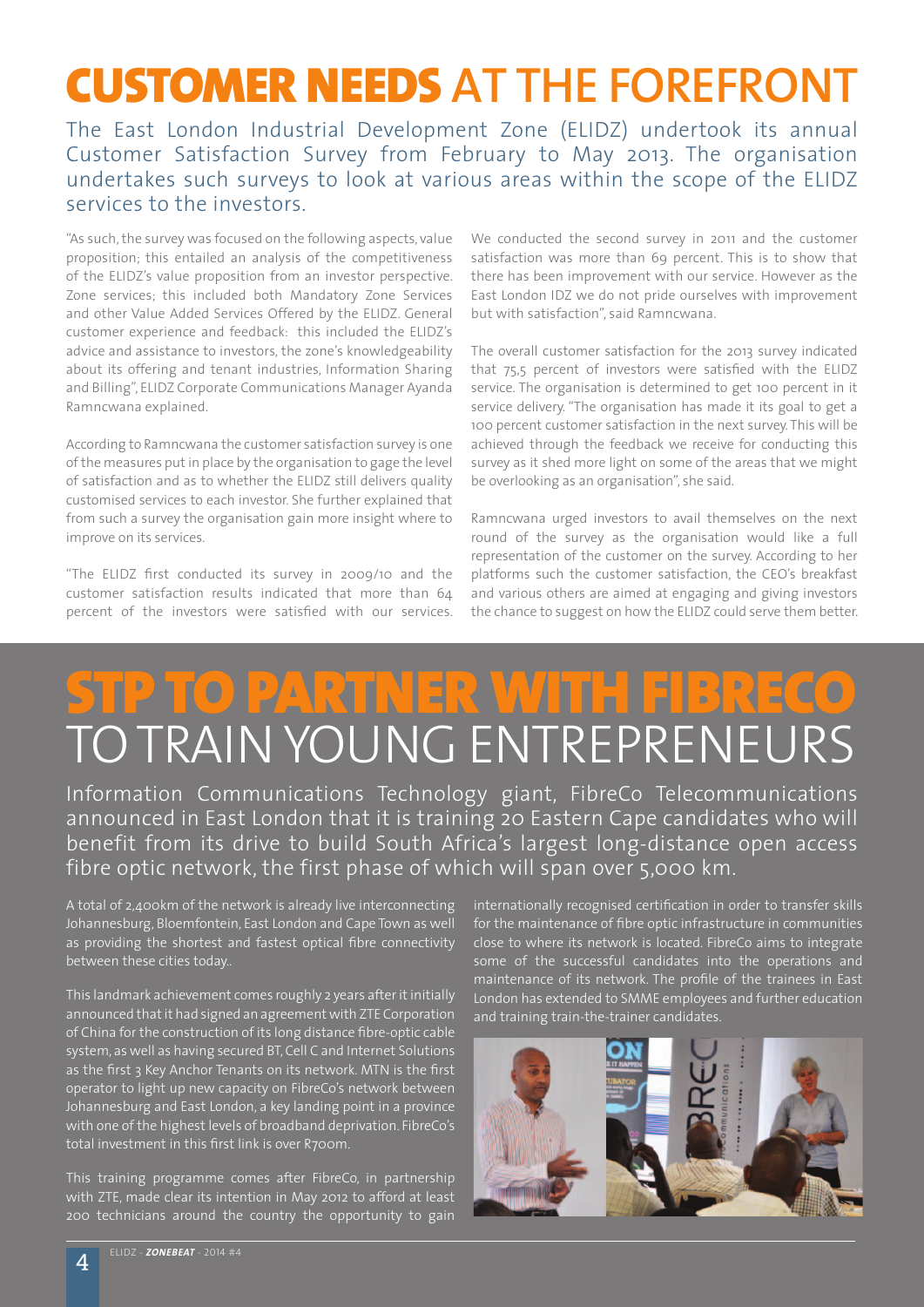# CUSTOMER NEEDS AT THE FOREFRONT

The East London Industrial Development Zone (ELIDZ) undertook its annual Customer Satisfaction Survey from February to May 2013. The organisation undertakes such surveys to look at various areas within the scope of the ELIDZ services to the investors.

"As such, the survey was focused on the following aspects, value proposition; this entailed an analysis of the competitiveness of the ELIDZ's value proposition from an investor perspective. Zone services; this included both Mandatory Zone Services and other Value Added Services Offered by the ELIDZ. General customer experience and feedback: this included the ELIDZ's advice and assistance to investors, the zone's knowledgeability about its offering and tenant industries, Information Sharing and Billing", ELIDZ Corporate Communications Manager Ayanda Ramncwana explained.

According to Ramncwana the customer satisfaction survey is one of the measures put in place by the organisation to gage the level of satisfaction and as to whether the ELIDZ still delivers quality customised services to each investor. She further explained that from such a survey the organisation gain more insight where to improve on its services.

"The ELIDZ first conducted its survey in 2009/10 and the customer satisfaction results indicated that more than 64 percent of the investors were satisfied with our services. We conducted the second survey in 2011 and the customer satisfaction was more than 69 percent. This is to show that there has been improvement with our service. However as the East London IDZ we do not pride ourselves with improvement but with satisfaction", said Ramncwana.

The overall customer satisfaction for the 2013 survey indicated that 75,5 percent of investors were satisfied with the ELIDZ service. The organisation is determined to get 100 percent in it service delivery. "The organisation has made it its goal to get a 100 percent customer satisfaction in the next survey. This will be achieved through the feedback we receive for conducting this survey as it shed more light on some of the areas that we might be overlooking as an organisation", she said.

Ramncwana urged investors to avail themselves on the next round of the survey as the organisation would like a full representation of the customer on the survey. According to her platforms such the customer satisfaction, the CEO's breakfast and various others are aimed at engaging and giving investors the chance to suggest on how the ELIDZ could serve them better.

# STP TO PARTNER WITH FIBRECO TO TRAIN YOUNG ENTREPRENEURS

Information Communications Technology giant, FibreCo Telecommunications announced in East London that it is training 20 Eastern Cape candidates who will benefit from its drive to build South Africa's largest long-distance open access fibre optic network, the first phase of which will span over 5,000 km.

A total of 2,400km of the network is already live interconnecting Johannesburg, Bloemfontein, East London and Cape Town as well as providing the shortest and fastest optical fibre connectivity between these cities today..

This landmark achievement comes roughly 2 years after it initially announced that it had signed an agreement with ZTE Corporation of China for the construction of its long distance fibre-optic cable system, as well as having secured BT, Cell C and Internet Solutions as the first 3 Key Anchor Tenants on its network. MTN is the first operator to light up new capacity on FibreCo's network between Johannesburg and East London, a key landing point in a province with one of the highest levels of broadband deprivation. FibreCo's total investment in this first link is over R700m.

This training programme comes after FibreCo, in partnership with ZTE, made clear its intention in May 2012 to afford at least 200 technicians around the country the opportunity to gain internationally recognised certification in order to transfer skills for the maintenance of fibre optic infrastructure in communities close to where its network is located. FibreCo aims to integrate some of the successful candidates into the operations and maintenance of its network. The profile of the trainees in East London has extended to SMME employees and further education and training train-the-trainer candidates.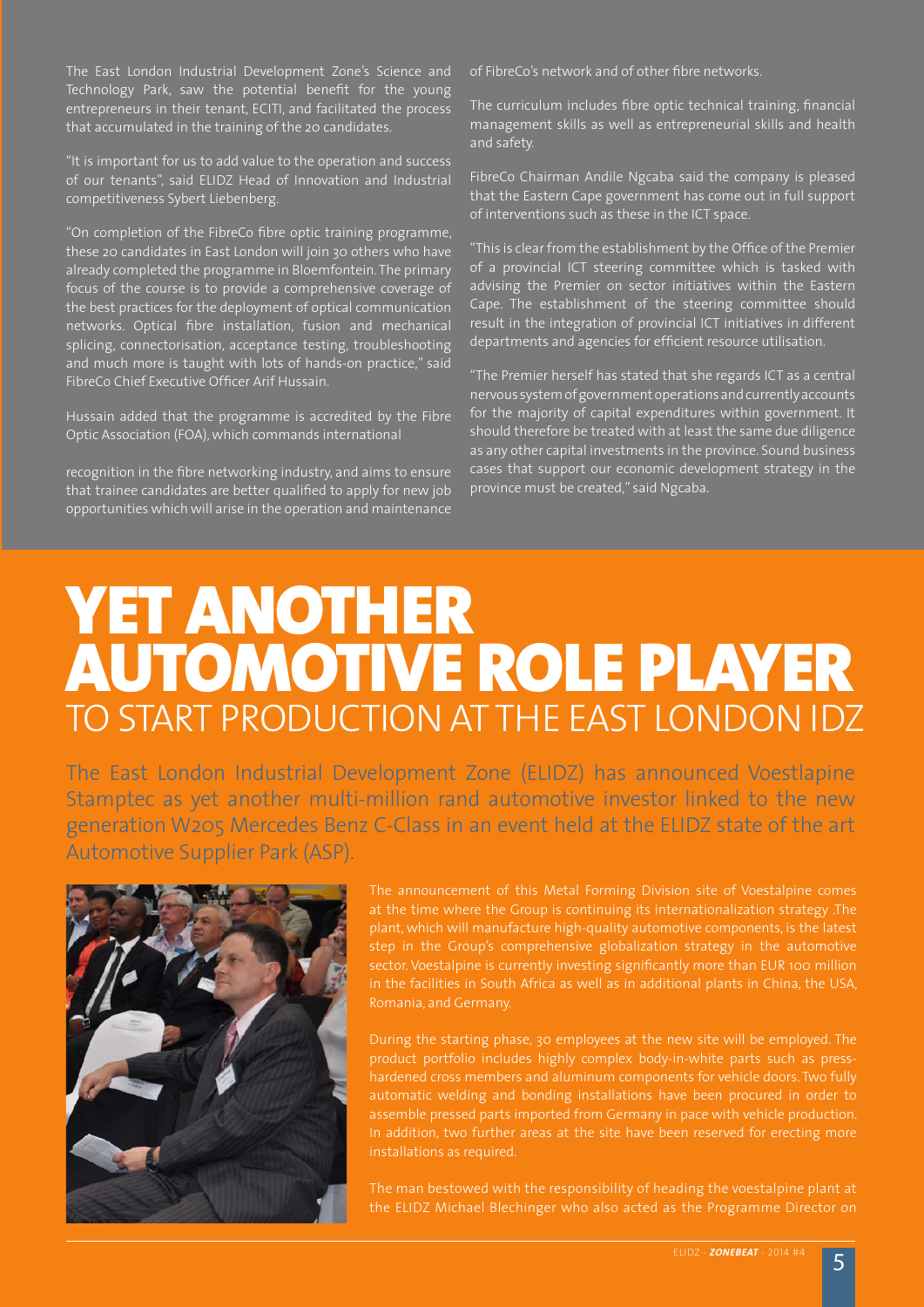The East London Industrial Development Zone's Science and Technology Park, saw the potential benefit for the young entrepreneurs in their tenant, ECITI, and facilitated the process that accumulated in the training of the 20 candidates.

"It is important for us to add value to the operation and success of our tenants", said ELIDZ Head of Innovation and Industrial competitiveness Sybert Liebenberg.

"On completion of the FibreCo fibre optic training programme, these 20 candidates in East London will join 30 others who have already completed the programme in Bloemfontein. The primary focus of the course is to provide a comprehensive coverage of the best practices for the deployment of optical communication networks. Optical fibre installation, fusion and mechanical splicing, connectorisation, acceptance testing, troubleshooting and much more is taught with lots of hands-on practice," said FibreCo Chief Executive Officer Arif Hussain.

Hussain added that the programme is accredited by the Fibre Optic Association (FOA), which commands international recognition in the fibre networking industry, and aims to ensure that trainee candidates are better qualified to apply for new job opportunities which will arise in the operation and maintenance of FibreCo's network and of other fibre networks.

The curriculum includes fibre optic technical training, financial management skills as well as entrepreneurial skills and health and safety.

FibreCo Chairman Andile Ngcaba said the company is pleased that the Eastern Cape government has come out in full support of interventions such as these in the ICT space.

"This is clear from the establishment by the Office of the Premier of a provincial ICT steering committee which is tasked with advising the Premier on sector initiatives within the Eastern Cape. The establishment of the steering committee should result in the integration of provincial ICT initiatives in different departments and agencies for efficient resource utilisation.

"The Premier herself has stated that she regards ICT as a central nervous system of government operations and currently accounts for the majority of capital expenditures within government. It should therefore be treated with at least the same due diligence as any other capital investments in the province. Sound business cases that support our economic development strategy in the province must be created," said Ngcaba.

# YET ANOTHER AUTOMOTIVE ROLE PLAYER TO START PRODUCTION AT THE EAST LONDON IDZ

The East London Industrial Development Zone (ELIDZ) has announced Voestlapine Stamptec as yet another multi-million rand automotive investor linked to the new generation W205 Mercedes Benz C-Class in an event held at the ELIDZ state of the art Automotive Supplier Park (ASP).

The announcement of this Metal Forming Division site of Voestalpine comes at the time where the Group is continuing its internationalization strategy .The plant, which will manufacture high-quality automotive components, is the latest step in the Group's comprehensive globalization strategy in the automotive sector. Voestalpine is currently investing significantly more than EUR 100 million in the facilities in South Africa as well as in additional plants in China, the USA, Romania, and Germany.

During the starting phase, 30 employees at the new site will be employed. The product portfolio includes highly complex body-in-white parts such as press-hardened cross members and aluminum components for vehicle doors. Two fully automatic welding and bonding installations have been procured in order to assemble pressed parts imported from Germany in pace with vehicle production. In addition, two further areas at the site have been reserved for erecting more installations as required.

The man bestowed with the responsibility of heading the voestalpine plant at the ELIDZ Michael Blechinger who also acted as the Programme Director on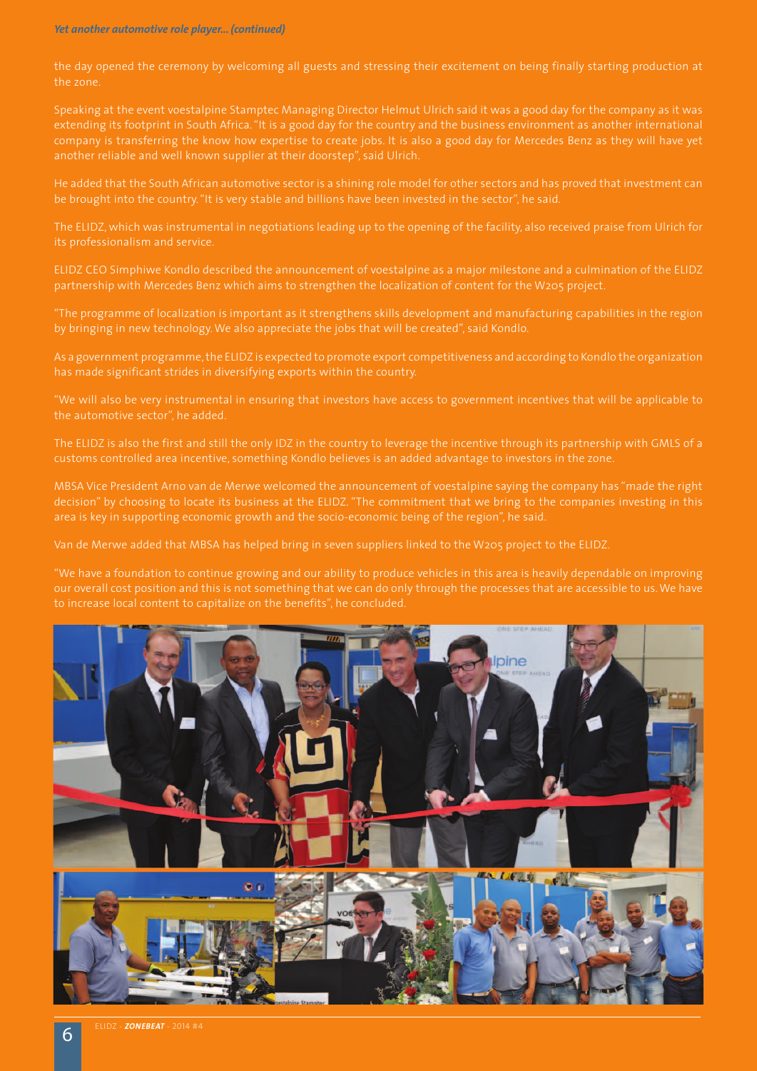*Yet another automotive role player... (continued)*

the day opened the ceremony by welcoming all guests and stressing their excitement on being finally starting production at the zone.

Speaking at the event voestalpine Stamptec Managing Director Helmut Ulrich said it was a good day for the company as it was extending its footprint in South Africa. "It is a good day for the country and the business environment as another international company is transferring the know how expertise to create jobs. It is also a good day for Mercedes Benz as they will have yet another reliable and well known supplier at their doorstep", said Ulrich.

He added that the South African automotive sector is a shining role model for other sectors and has proved that investment can be brought into the country. "It is very stable and billions have been invested in the sector", he said.

The ELIDZ, which was instrumental in negotiations leading up to the opening of the facility, also received praise from Ulrich for its professionalism and service.

ELIDZ CEO Simphiwe Kondlo described the announcement of voestalpine as a major milestone and a culmination of the ELIDZ partnership with Mercedes Benz which aims to strengthen the localization of content for the W205 project.

"The programme of localization is important as it strengthens skills development and manufacturing capabilities in the region by bringing in new technology. We also appreciate the jobs that will be created", said Kondlo.

As a government programme, the ELIDZ is expected to promote export competitiveness and according to Kondlo the organization has made significant strides in diversifying exports within the country.

"We will also be very instrumental in ensuring that investors have access to government incentives that will be applicable to the automotive sector", he added.

The ELIDZ is also the first and still the only IDZ in the country to leverage the incentive through its partnership with GMLS of a customs controlled area incentive, something Kondlo believes is an added advantage to investors in the zone.

MBSA Vice President Arno van de Merwe welcomed the announcement of voestalpine saying the company has "made the right decision" by choosing to locate its business at the ELIDZ. "The commitment that we bring to the companies investing in this area is key in supporting economic growth and the socio-economic being of the region", he said.

Van de Merwe added that MBSA has helped bring in seven suppliers linked to the W205 project to the ELIDZ.

"We have a foundation to continue growing and our ability to produce vehicles in this area is heavily dependable on improving our overall cost position and this is not something that we can do only through the processes that are accessible to us. We have to increase local content to capitalize on the benefits", he concluded.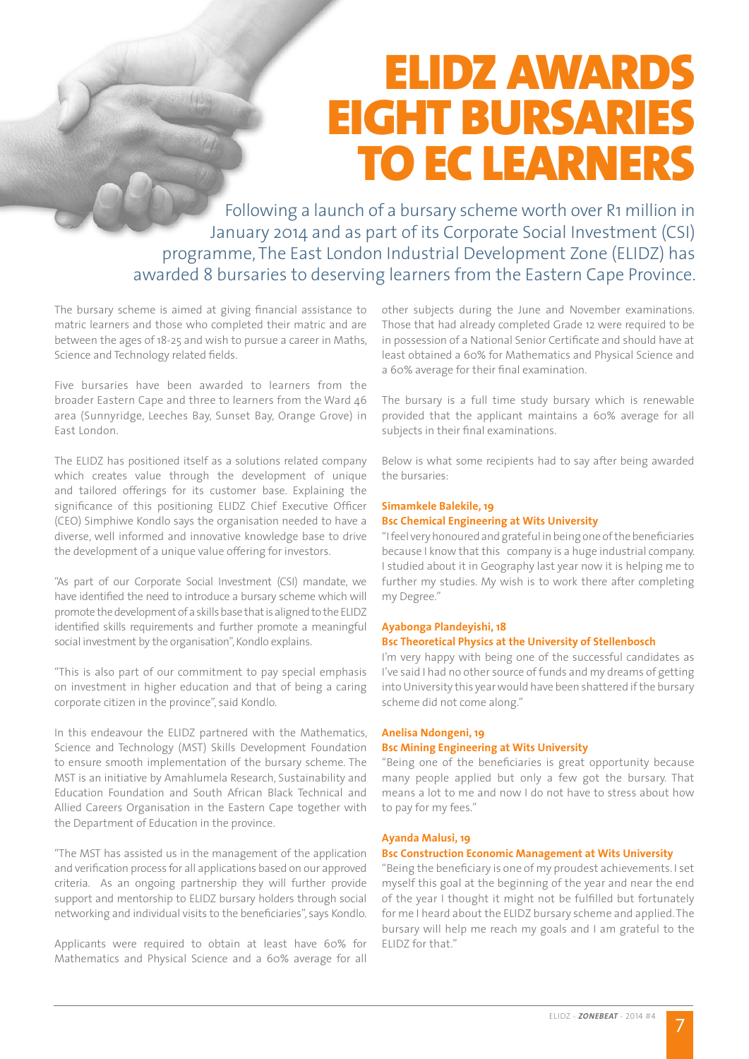# ELIDZ AWARDS EIGHT BURSARIES TO EC LEARNERS

Following a launch of a bursary scheme worth over R1 million in January 2014 and as part of its Corporate Social Investment (CSI) programme, The East London Industrial Development Zone (ELIDZ) has awarded 8 bursaries to deserving learners from the Eastern Cape Province.

The bursary scheme is aimed at giving financial assistance to matric learners and those who completed their matric and are between the ages of 18-25 and wish to pursue a career in Maths, Science and Technology related fields.

Five bursaries have been awarded to learners from the broader Eastern Cape and three to learners from the Ward 46 area (Sunnyridge, Leeches Bay, Sunset Bay, Orange Grove) in East London.

The ELIDZ has positioned itself as a solutions related company which creates value through the development of unique and tailored offerings for its customer base. Explaining the significance of this positioning ELIDZ Chief Executive Officer (CEO) Simphiwe Kondlo says the organisation needed to have a diverse, well informed and innovative knowledge base to drive the development of a unique value offering for investors.

"As part of our Corporate Social Investment (CSI) mandate, we have identified the need to introduce a bursary scheme which will promote the development of a skills base that is aligned to the ELIDZ identified skills requirements and further promote a meaningful social investment by the organisation", Kondlo explains.

"This is also part of our commitment to pay special emphasis on investment in higher education and that of being a caring corporate citizen in the province", said Kondlo.

In this endeavour the ELIDZ partnered with the Mathematics, Science and Technology (MST) Skills Development Foundation to ensure smooth implementation of the bursary scheme. The MST is an initiative by Amahlumela Research, Sustainability and Education Foundation and South African Black Technical and Allied Careers Organisation in the Eastern Cape together with the Department of Education in the province.

"The MST has assisted us in the management of the application and verification process for all applications based on our approved criteria. As an ongoing partnership they will further provide support and mentorship to ELIDZ bursary holders through social networking and individual visits to the beneficiaries", says Kondlo.

Applicants were required to obtain at least have 60% for Mathematics and Physical Science and a 60% average for all other subjects during the June and November examinations. Those that had already completed Grade 12 were required to be in possession of a National Senior Certificate and should have at least obtained a 60% for Mathematics and Physical Science and a 60% average for their final examination.

The bursary is a full time study bursary which is renewable provided that the applicant maintains a 60% average for all subjects in their final examinations.

Below is what some recipients had to say after being awarded the bursaries:

**Simamkele Balekile, 19**
**Bsc Chemical Engineering at Wits University**

"I feel very honoured and grateful in being one of the beneficiaries because I know that this company is a huge industrial company. I studied about it in Geography last year now it is helping me to further my studies. My wish is to work there after completing my Degree."

**Ayabonga Plandeyishi, 18**
**Bsc Theoretical Physics at the University of Stellenbosch**

I'm very happy with being one of the successful candidates as I've said I had no other source of funds and my dreams of getting into University this year would have been shattered if the bursary scheme did not come along."

**Anelisa Ndongeni, 19**
**Bsc Mining Engineering at Wits University**

"Being one of the beneficiaries is great opportunity because many people applied but only a few got the bursary. That means a lot to me and now I do not have to stress about how to pay for my fees."

**Ayanda Malusi, 19**
**Bsc Construction Economic Management at Wits University**

"Being the beneficiary is one of my proudest achievements. I set myself this goal at the beginning of the year and near the end of the year I thought it might not be fulfilled but fortunately for me I heard about the ELIDZ bursary scheme and applied. The bursary will help me reach my goals and I am grateful to the ELIDZ for that."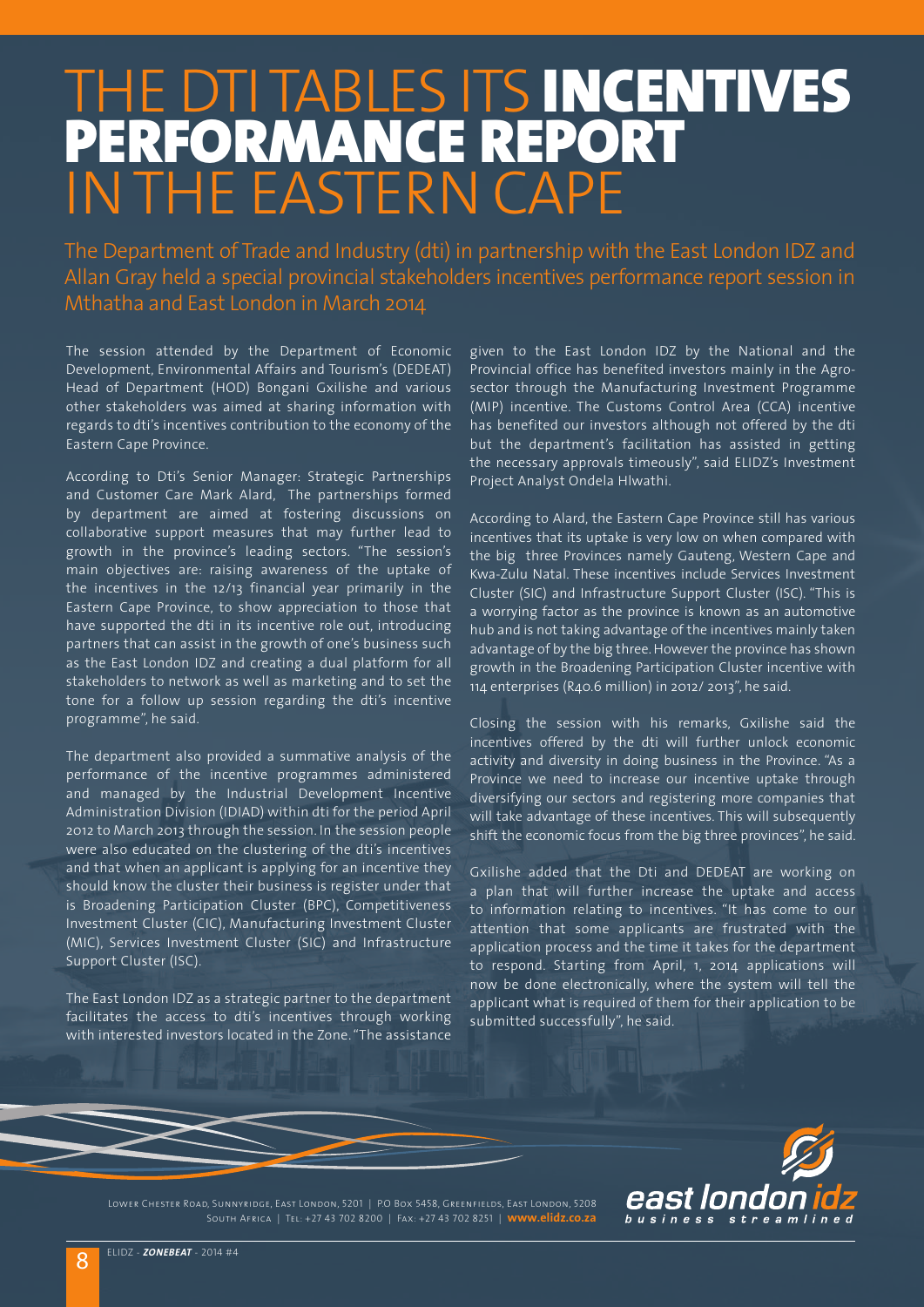# THE DTI TABLES ITS **INCENTIVES PERFORMANCE REPORT** IN THE EASTERN CAPE

The Department of Trade and Industry (dti) in partnership with the East London IDZ and Allan Gray held a special provincial stakeholders incentives performance report session in Mthatha and East London in March 2014

The session attended by the Department of Economic Development, Environmental Affairs and Tourism's (DEDEAT) Head of Department (HOD) Bongani Gxilishe and various other stakeholders was aimed at sharing information with regards to dti's incentives contribution to the economy of the Eastern Cape Province.

According to Dti's Senior Manager: Strategic Partnerships and Customer Care Mark Alard, The partnerships formed by department are aimed at fostering discussions on collaborative support measures that may further lead to growth in the province's leading sectors. "The session's main objectives are: raising awareness of the uptake of the incentives in the 12/13 financial year primarily in the Eastern Cape Province, to show appreciation to those that have supported the dti in its incentive role out, introducing partners that can assist in the growth of one's business such as the East London IDZ and creating a dual platform for all stakeholders to network as well as marketing and to set the tone for a follow up session regarding the dti's incentive programme", he said.

The department also provided a summative analysis of the performance of the incentive programmes administered and managed by the Industrial Development Incentive Administration Division (IDIAD) within dti for the period April 2012 to March 2013 through the session. In the session people were also educated on the clustering of the dti's incentives and that when an applicant is applying for an incentive they should know the cluster their business is register under that is Broadening Participation Cluster (BPC), Competitiveness Investment Cluster (CIC), Manufacturing Investment Cluster (MIC), Services Investment Cluster (SIC) and Infrastructure Support Cluster (ISC).

The East London IDZ as a strategic partner to the department facilitates the access to dti's incentives through working with interested investors located in the Zone. "The assistance given to the East London IDZ by the National and the Provincial office has benefited investors mainly in the Agro-sector through the Manufacturing Investment Programme (MIP) incentive. The Customs Control Area (CCA) incentive has benefited our investors although not offered by the dti but the department's facilitation has assisted in getting the necessary approvals timeously", said ELIDZ's Investment Project Analyst Ondela Hlwathi.

According to Alard, the Eastern Cape Province still has various incentives that its uptake is very low on when compared with the big three Provinces namely Gauteng, Western Cape and Kwa-Zulu Natal. These incentives include Services Investment Cluster (SIC) and Infrastructure Support Cluster (ISC). "This is a worrying factor as the province is known as an automotive hub and is not taking advantage of the incentives mainly taken advantage of by the big three. However the province has shown growth in the Broadening Participation Cluster incentive with 114 enterprises (R40.6 million) in 2012/ 2013", he said.

Closing the session with his remarks, Gxilishe said the incentives offered by the dti will further unlock economic activity and diversity in doing business in the Province. "As a Province we need to increase our incentive uptake through diversifying our sectors and registering more companies that will take advantage of these incentives. This will subsequently shift the economic focus from the big three provinces", he said.

Gxilishe added that the Dti and DEDEAT are working on a plan that will further increase the uptake and access to information relating to incentives. "It has come to our attention that some applicants are frustrated with the application process and the time it takes for the department to respond. Starting from April, 1, 2014 applications will now be done electronically, where the system will tell the applicant what is required of them for their application to be submitted successfully", he said.

Lower Chester Road, Sunnyridge, East London, 5201 | P.O Box 5458, Greenfields, East London, 5208
South Africa | Tel: +27 43 702 8200 | Fax: +27 43 702 8251 | **www.elidz.co.za**

east london idz
business streamlined